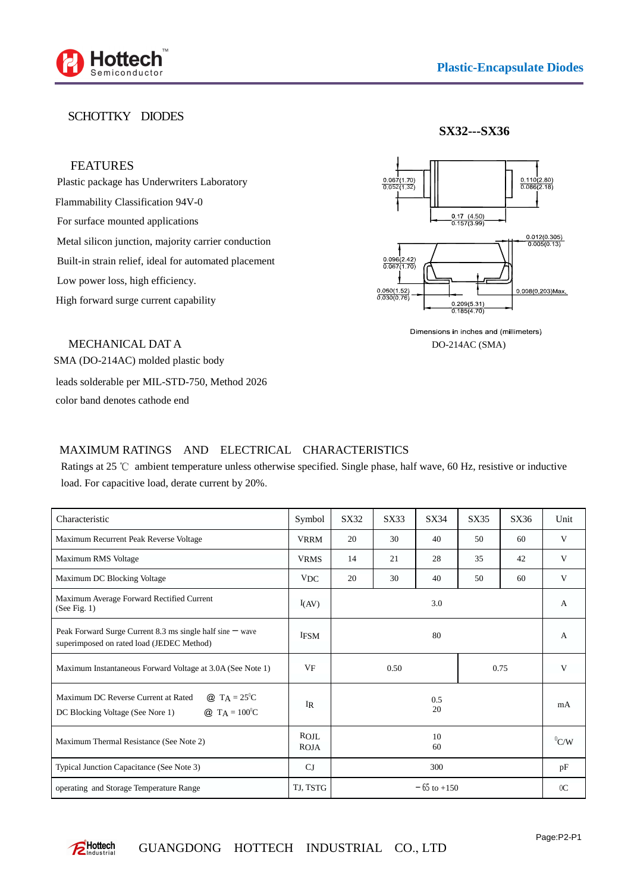Plastic-Encapsulate Diodes

## SCHOTTKY DIODES

**SX32---SX36**

### FEATURES

Plastic package has Underwriters Laboratory

Flammability Classification 94V-0

For surface mounted applications

Metal silicon junction, majority carrier conduction

Built-in strain relief, ideal for automated placement

Low power loss, high efficiency.

High forward surge current capability

0.067(1.70)
0.052(1.32)

0.110(2.80)
0.086(2.18)

0.17 (4.50)
0.157(3.99)

0.012(0.305)
0.005(0.13)

0.096(2.42)
0.067(1.70)

0.060(1.52)
0.030(0.76)

0.008(0.203)Max.

0.209(5.31)
0.185(4.70)

Dimensions in inches and (millimeters)

DO-214AC (SMA)

### MECHANICAL DAT A

SMA (DO-214AC) molded plastic body

leads solderable per MIL-STD-750, Method 2026

color band denotes cathode end

### MAXIMUM RATINGS AND ELECTRICAL CHARACTERISTICS

Ratings at 25 ℃ ambient temperature unless otherwise specified. Single phase, half wave, 60 Hz, resistive or inductive load. For capacitive load, derate current by 20%.

| Characteristic | Symbol | SX32 | SX33 | SX34 | SX35 | SX36 | Unit |
|---|---|---|---|---|---|---|---|
| Maximum Recurrent Peak Reverse Voltage | VRRM | 20 | 30 | 40 | 50 | 60 | V |
| Maximum RMS Voltage | VRMS | 14 | 21 | 28 | 35 | 42 | V |
| Maximum DC Blocking Voltage | VDC | 20 | 30 | 40 | 50 | 60 | V |
| Maximum Average Forward Rectified Current (See Fig. 1) | I(AV) | 3.0 | | | | | A |
| Peak Forward Surge Current 8.3 ms single half sine – wave superimposed on rated load (JEDEC Method) | IFSM | 80 | | | | | A |
| Maximum Instantaneous Forward Voltage at 3.0A (See Note 1) | VF | 0.50 | | | 0.75 | | V |
| Maximum DC Reverse Current at Rated @ TA = 25°C<br>DC Blocking Voltage (See Nore 1) @ TA = 100°C | IR | 0.5<br>20 | | | | | mA |
| Maximum Thermal Resistance (See Note 2) | RΘJL<br>RΘJA | 10<br>60 | | | | | °C/W |
| Typical Junction Capacitance (See Note 3) | CJ | 300 | | | | | pF |
| operating and Storage Temperature Range | TJ, TSTG | – 65 to +150 | | | | | 0C |

GUANGDONG HOTTECH INDUSTRIAL CO., LTD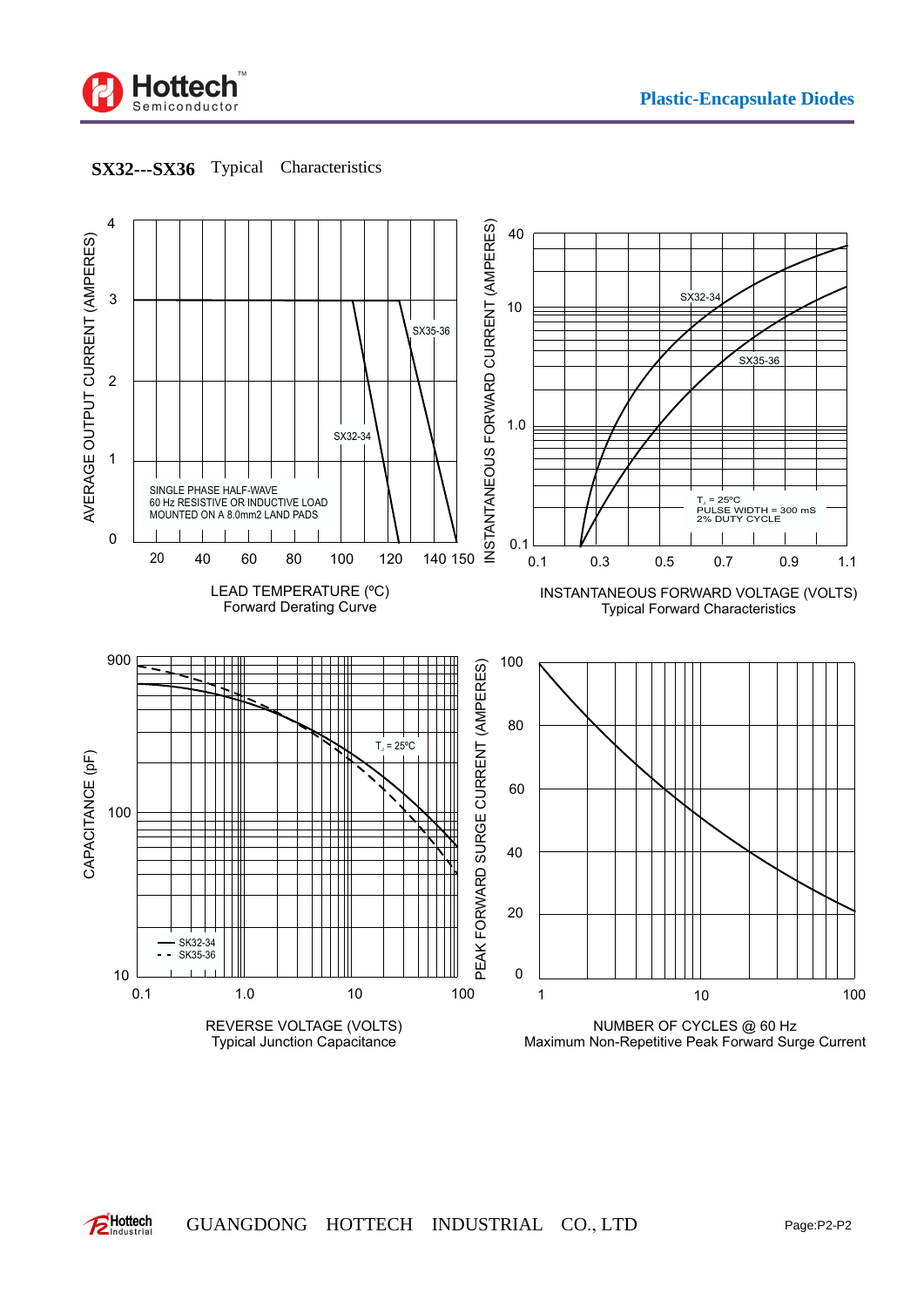**SX32---SX36** Typical Characteristics

4
3
2
1
0
AVERAGE OUTPUT CURRENT (AMPERES)
20 40 60 80 100 120 140 150
SX35-36
SX32-34
SINGLE PHASE HALF-WAVE
60 Hz RESISTIVE OR INDUCTIVE LOAD
MOUNTED ON A 8.0mm2 LAND PADS

LEAD TEMPERATURE (ºC)
Forward Derating Curve

40
10
1.0
0.1
INSTANTANEOUS FORWARD CURRENT (AMPERES)
0.1 0.3 0.5 0.7 0.9 1.1
SX32-34
SX35-36
$T_J$ = 25ºC
PULSE WIDTH = 300 mS
2% DUTY CYCLE

INSTANTANEOUS FORWARD VOLTAGE (VOLTS)
Typical Forward Characteristics

900
100
10
CAPACITANCE (pF)
0.1 1.0 10 100
$T_J$ = 25ºC
SK32-34
SK35-36

REVERSE VOLTAGE (VOLTS)
Typical Junction Capacitance

100
80
60
40
20
0
PEAK FORWARD SURGE CURRENT (AMPERES)
1 10 100

NUMBER OF CYCLES @ 60 Hz
Maximum Non-Repetitive Peak Forward Surge Current